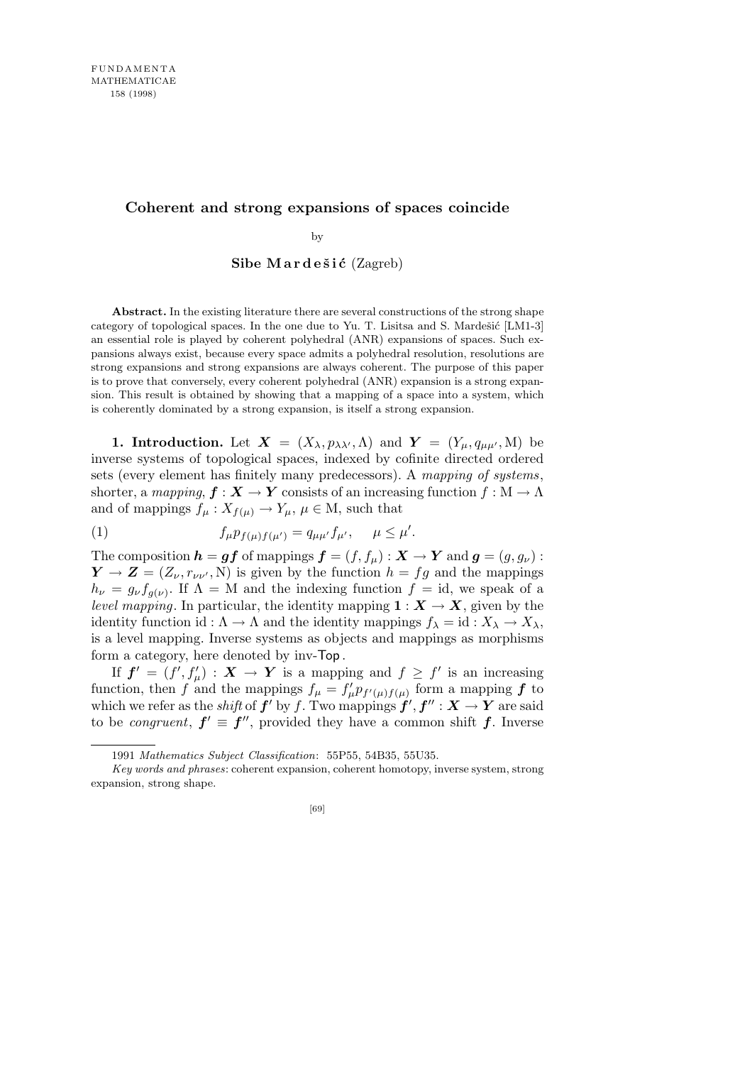# Coherent and strong expansions of spaces coincide

by

**Sibe Mardešić** (Zagreb)

**Abstract.** In the existing literature there are several constructions of the strong shape category of topological spaces. In the one due to Yu. T. Lisitsa and S. Mardešić [LM1-3] an essential role is played by coherent polyhedral (ANR) expansions of spaces. Such expansions always exist, because every space admits a polyhedral resolution, resolutions are strong expansions and strong expansions are always coherent. The purpose of this paper is to prove that conversely, every coherent polyhedral (ANR) expansion is a strong expansion. This result is obtained by showing that a mapping of a space into a system, which is coherently dominated by a strong expansion, is itself a strong expansion.

**1. Introduction.** Let $\boldsymbol{X} = (X_\lambda, p_{\lambda\lambda'}, \Lambda)$ and $\boldsymbol{Y} = (Y_\mu, q_{\mu\mu'}, \mathrm{M})$ be inverse systems of topological spaces, indexed by cofinite directed ordered sets (every element has finitely many predecessors). A *mapping of systems*, shorter, a *mapping*, $\boldsymbol{f} : \boldsymbol{X} \to \boldsymbol{Y}$ consists of an increasing function $f : \mathrm{M} \to \Lambda$ and of mappings $f_\mu : X_{f(\mu)} \to Y_\mu$, $\mu \in \mathrm{M}$, such that

$$f_\mu p_{f(\mu)f(\mu')} = q_{\mu\mu'} f_{\mu'}, \qquad \mu \le \mu'. \tag{1}$$

The composition $\boldsymbol{h} = \boldsymbol{g}\boldsymbol{f}$ of mappings $\boldsymbol{f} = (f, f_\mu) : \boldsymbol{X} \to \boldsymbol{Y}$ and $\boldsymbol{g} = (g, g_\nu) : \boldsymbol{Y} \to \boldsymbol{Z} = (Z_\nu, r_{\nu\nu'}, \mathrm{N})$ is given by the function $h = fg$ and the mappings $h_\nu = g_\nu f_{g(\nu)}$. If $\Lambda = \mathrm{M}$ and the indexing function $f = \mathrm{id}$, we speak of a *level mapping*. In particular, the identity mapping $\boldsymbol{1} : \boldsymbol{X} \to \boldsymbol{X}$, given by the identity function $\mathrm{id} : \Lambda \to \Lambda$ and the identity mappings $f_\lambda = \mathrm{id} : X_\lambda \to X_\lambda$, is a level mapping. Inverse systems as objects and mappings as morphisms form a category, here denoted by inv-$\mathsf{Top}$.

If $\boldsymbol{f}' = (f', f'_\mu) : \boldsymbol{X} \to \boldsymbol{Y}$ is a mapping and $f \ge f'$ is an increasing function, then $f$ and the mappings $f_\mu = f'_\mu p_{f'(\mu)f(\mu)}$ form a mapping $\boldsymbol{f}$ to which we refer as the *shift* of $\boldsymbol{f}'$ by $f$. Two mappings $\boldsymbol{f}', \boldsymbol{f}'' : \boldsymbol{X} \to \boldsymbol{Y}$ are said to be *congruent*, $\boldsymbol{f}' \equiv \boldsymbol{f}''$, provided they have a common shift $\boldsymbol{f}$. Inverse

---

1991 *Mathematics Subject Classification*: 55P55, 54B35, 55U35.

*Key words and phrases*: coherent expansion, coherent homotopy, inverse system, strong expansion, strong shape.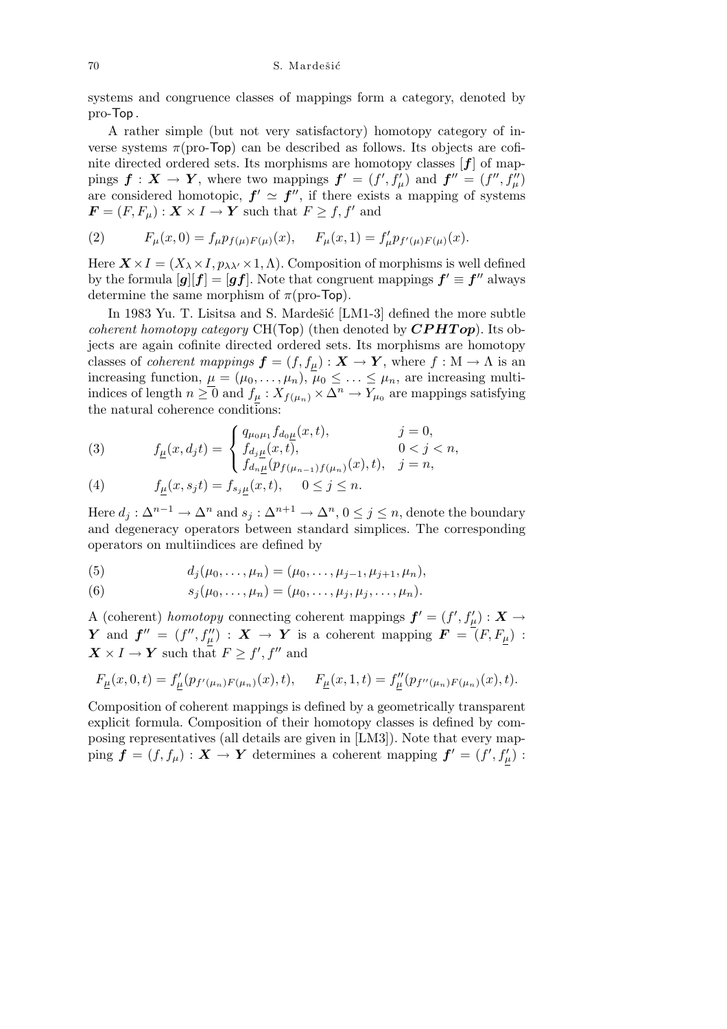systems and congruence classes of mappings form a category, denoted by pro-Top.

A rather simple (but not very satisfactory) homotopy category of inverse systems $\pi$(pro-Top) can be described as follows. Its objects are cofinite directed ordered sets. Its morphisms are homotopy classes $[\boldsymbol{f}]$ of mappings $\boldsymbol{f} : \boldsymbol{X} \to \boldsymbol{Y}$, where two mappings $\boldsymbol{f}' = (f', f'_\mu)$ and $\boldsymbol{f}'' = (f'', f''_\mu)$ are considered homotopic, $\boldsymbol{f}' \simeq \boldsymbol{f}''$, if there exists a mapping of systems $\boldsymbol{F} = (F, F_\mu) : \boldsymbol{X} \times I \to \boldsymbol{Y}$ such that $F \geq f, f'$ and

$$F_\mu(x,0) = f_\mu p_{f(\mu)F(\mu)}(x), \qquad F_\mu(x,1) = f'_\mu p_{f'(\mu)F(\mu)}(x). \tag{2}$$

Here $\boldsymbol{X} \times I = (X_\lambda \times I, p_{\lambda\lambda'} \times 1, \Lambda)$. Composition of morphisms is well defined by the formula $[\boldsymbol{g}][\boldsymbol{f}] = [\boldsymbol{g}\boldsymbol{f}]$. Note that congruent mappings $\boldsymbol{f}' \equiv \boldsymbol{f}''$ always determine the same morphism of $\pi$(pro-Top).

In 1983 Yu. T. Lisitsa and S. Mardešić [LM1-3] defined the more subtle *coherent homotopy category* CH(Top) (then denoted by $\boldsymbol{CPHTop}$). Its objects are again cofinite directed ordered sets. Its morphisms are homotopy classes of *coherent mappings* $\boldsymbol{f} = (f, f_{\underline{\mu}}) : \boldsymbol{X} \to \boldsymbol{Y}$, where $f : \mathrm{M} \to \Lambda$ is an increasing function, $\underline{\mu} = (\mu_0, \ldots, \mu_n)$, $\mu_0 \leq \ldots \leq \mu_n$, are increasing multiindices of length $n \geq 0$ and $f_{\underline{\mu}} : X_{f(\mu_n)} \times \Delta^n \to Y_{\mu_0}$ are mappings satisfying the natural coherence conditions:

$$f_{\underline{\mu}}(x, d_j t) = \begin{cases} q_{\mu_0\mu_1} f_{d_0\underline{\mu}}(x,t), & j = 0, \\ f_{d_j\underline{\mu}}(x,t), & 0 < j < n, \\ f_{d_n\underline{\mu}}(p_{f(\mu_{n-1})f(\mu_n)}(x), t), & j = n, \end{cases} \tag{3}$$

$$f_{\underline{\mu}}(x, s_j t) = f_{s_j\underline{\mu}}(x,t), \quad 0 \leq j \leq n. \tag{4}$$

Here $d_j : \Delta^{n-1} \to \Delta^n$ and $s_j : \Delta^{n+1} \to \Delta^n$, $0 \leq j \leq n$, denote the boundary and degeneracy operators between standard simplices. The corresponding operators on multiindices are defined by

$$d_j(\mu_0, \ldots, \mu_n) = (\mu_0, \ldots, \mu_{j-1}, \mu_{j+1}, \mu_n), \tag{5}$$

$$s_j(\mu_0, \ldots, \mu_n) = (\mu_0, \ldots, \mu_j, \mu_j, \ldots, \mu_n). \tag{6}$$

A (coherent) *homotopy* connecting coherent mappings $\boldsymbol{f}' = (f', f'_{\underline{\mu}}) : \boldsymbol{X} \to \boldsymbol{Y}$ and $\boldsymbol{f}'' = (f'', f''_{\underline{\mu}}) : \boldsymbol{X} \to \boldsymbol{Y}$ is a coherent mapping $\boldsymbol{F} = (F, F_{\underline{\mu}}) : \boldsymbol{X} \times I \to \boldsymbol{Y}$ such that $F \geq f', f''$ and

$$F_{\underline{\mu}}(x,0,t) = f'_{\underline{\mu}}(p_{f'(\mu_n)F(\mu_n)}(x), t), \qquad F_{\underline{\mu}}(x,1,t) = f''_{\underline{\mu}}(p_{f''(\mu_n)F(\mu_n)}(x), t).$$

Composition of coherent mappings is defined by a geometrically transparent explicit formula. Composition of their homotopy classes is defined by composing representatives (all details are given in [LM3]). Note that every mapping $\boldsymbol{f} = (f, f_\mu) : \boldsymbol{X} \to \boldsymbol{Y}$ determines a coherent mapping $\boldsymbol{f}' = (f', f'_{\underline{\mu}}) :$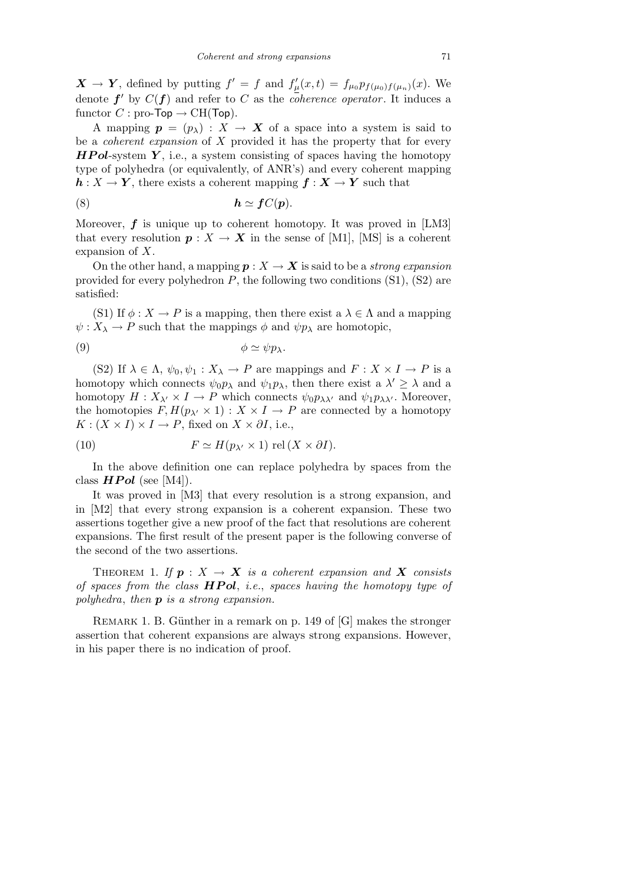$\boldsymbol{X} \to \boldsymbol{Y}$, defined by putting $f' = f$ and $f'_{\underline{\mu}}(x,t) = f_{\mu_0} p_{f(\mu_0) f(\mu_n)}(x)$. We denote $\boldsymbol{f}'$ by $C(\boldsymbol{f})$ and refer to $C$ as the *coherence operator*. It induces a functor $C : \text{pro-}\mathsf{Top} \to \mathrm{CH}(\mathsf{Top})$.

A mapping $\boldsymbol{p} = (p_\lambda) : X \to \boldsymbol{X}$ of a space into a system is said to be a *coherent expansion* of $X$ provided it has the property that for every $\boldsymbol{HPol}$-system $\boldsymbol{Y}$, i.e., a system consisting of spaces having the homotopy type of polyhedra (or equivalently, of ANR's) and every coherent mapping $\boldsymbol{h} : X \to \boldsymbol{Y}$, there exists a coherent mapping $\boldsymbol{f} : \boldsymbol{X} \to \boldsymbol{Y}$ such that

$$\boldsymbol{h} \simeq \boldsymbol{f} C(\boldsymbol{p}). \tag{8}$$

Moreover, $\boldsymbol{f}$ is unique up to coherent homotopy. It was proved in [LM3] that every resolution $\boldsymbol{p} : X \to \boldsymbol{X}$ in the sense of [M1], [MS] is a coherent expansion of $X$.

On the other hand, a mapping $\boldsymbol{p} : X \to \boldsymbol{X}$ is said to be a *strong expansion* provided for every polyhedron $P$, the following two conditions (S1), (S2) are satisfied:

(S1) If $\phi : X \to P$ is a mapping, then there exist a $\lambda \in \Lambda$ and a mapping $\psi : X_\lambda \to P$ such that the mappings $\phi$ and $\psi p_\lambda$ are homotopic,

$$\phi \simeq \psi p_\lambda. \tag{9}$$

(S2) If $\lambda \in \Lambda$, $\psi_0, \psi_1 : X_\lambda \to P$ are mappings and $F : X \times I \to P$ is a homotopy which connects $\psi_0 p_\lambda$ and $\psi_1 p_\lambda$, then there exist a $\lambda' \geq \lambda$ and a homotopy $H : X_{\lambda'} \times I \to P$ which connects $\psi_0 p_{\lambda\lambda'}$ and $\psi_1 p_{\lambda\lambda'}$. Moreover, the homotopies $F, H(p_{\lambda'} \times 1) : X \times I \to P$ are connected by a homotopy $K : (X \times I) \times I \to P$, fixed on $X \times \partial I$, i.e.,

$$F \simeq H(p_{\lambda'} \times 1) \text{ rel}\,(X \times \partial I). \tag{10}$$

In the above definition one can replace polyhedra by spaces from the class $\boldsymbol{HPol}$ (see [M4]).

It was proved in [M3] that every resolution is a strong expansion, and in [M2] that every strong expansion is a coherent expansion. These two assertions together give a new proof of the fact that resolutions are coherent expansions. The first result of the present paper is the following converse of the second of the two assertions.

THEOREM 1. *If $\boldsymbol{p} : X \to \boldsymbol{X}$ is a coherent expansion and $\boldsymbol{X}$ consists of spaces from the class $\boldsymbol{HPol}$, i.e., spaces having the homotopy type of polyhedra, then $\boldsymbol{p}$ is a strong expansion.*

REMARK 1. B. Günther in a remark on p. 149 of [G] makes the stronger assertion that coherent expansions are always strong expansions. However, in his paper there is no indication of proof.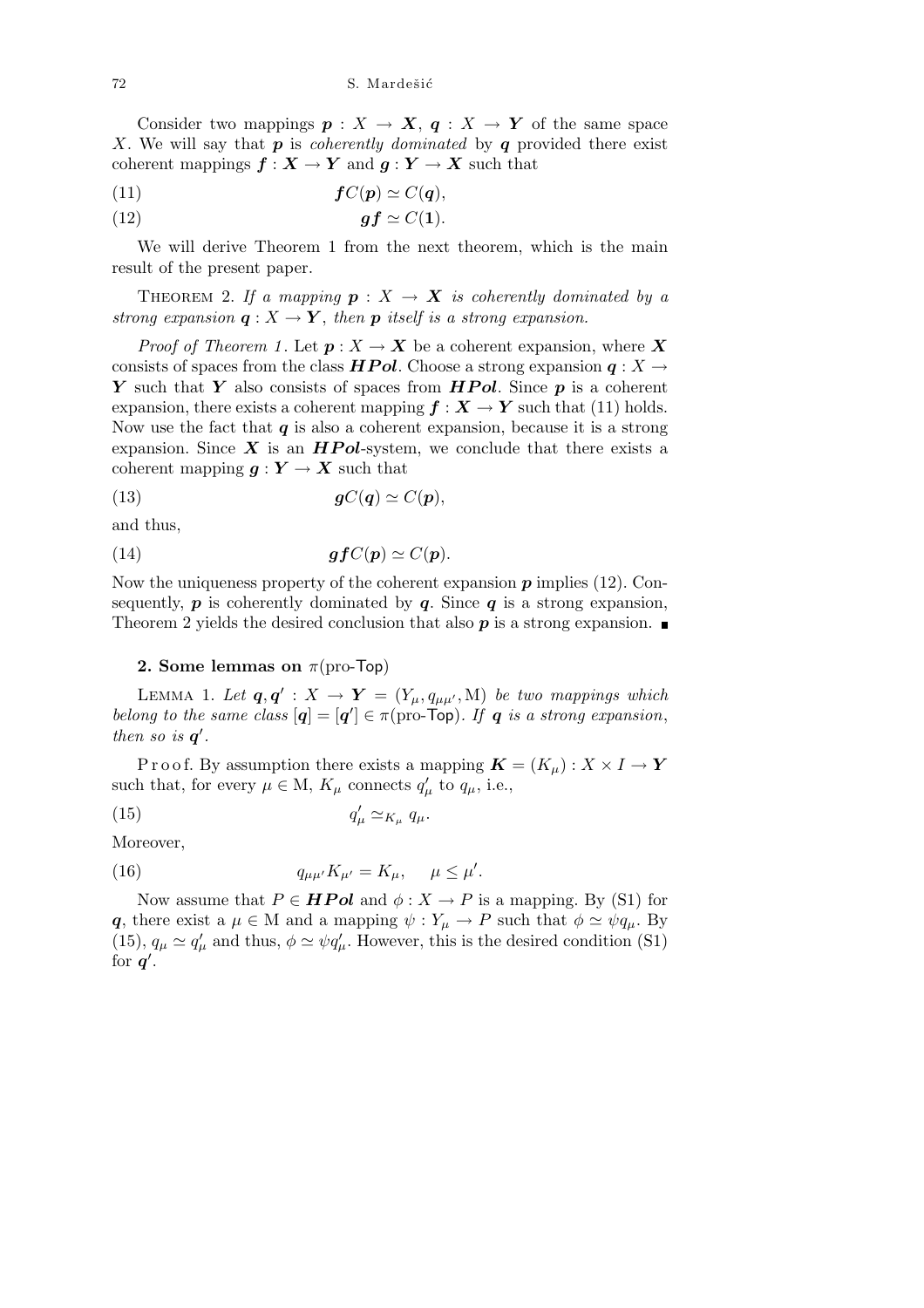Consider two mappings $\boldsymbol{p} : X \to \boldsymbol{X}$, $\boldsymbol{q} : X \to \boldsymbol{Y}$ of the same space $X$. We will say that $\boldsymbol{p}$ is *coherently dominated* by $\boldsymbol{q}$ provided there exist coherent mappings $\boldsymbol{f} : \boldsymbol{X} \to \boldsymbol{Y}$ and $\boldsymbol{g} : \boldsymbol{Y} \to \boldsymbol{X}$ such that

$$\boldsymbol{f}C(\boldsymbol{p}) \simeq C(\boldsymbol{q}), \tag{11}$$

$$\boldsymbol{g}\boldsymbol{f} \simeq C(\boldsymbol{1}). \tag{12}$$

We will derive Theorem 1 from the next theorem, which is the main result of the present paper.

THEOREM 2. *If a mapping $\boldsymbol{p} : X \to \boldsymbol{X}$ is coherently dominated by a strong expansion $\boldsymbol{q} : X \to \boldsymbol{Y}$, then $\boldsymbol{p}$ itself is a strong expansion.*

*Proof of Theorem 1.* Let $\boldsymbol{p} : X \to \boldsymbol{X}$ be a coherent expansion, where $\boldsymbol{X}$ consists of spaces from the class $\boldsymbol{HPol}$. Choose a strong expansion $\boldsymbol{q} : X \to \boldsymbol{Y}$ such that $\boldsymbol{Y}$ also consists of spaces from $\boldsymbol{HPol}$. Since $\boldsymbol{p}$ is a coherent expansion, there exists a coherent mapping $\boldsymbol{f} : \boldsymbol{X} \to \boldsymbol{Y}$ such that (11) holds. Now use the fact that $\boldsymbol{q}$ is also a coherent expansion, because it is a strong expansion. Since $\boldsymbol{X}$ is an $\boldsymbol{HPol}$-system, we conclude that there exists a coherent mapping $\boldsymbol{g} : \boldsymbol{Y} \to \boldsymbol{X}$ such that

$$\boldsymbol{g}C(\boldsymbol{q}) \simeq C(\boldsymbol{p}), \tag{13}$$

and thus,

$$\boldsymbol{g}\boldsymbol{f}C(\boldsymbol{p}) \simeq C(\boldsymbol{p}). \tag{14}$$

Now the uniqueness property of the coherent expansion $\boldsymbol{p}$ implies (12). Consequently, $\boldsymbol{p}$ is coherently dominated by $\boldsymbol{q}$. Since $\boldsymbol{q}$ is a strong expansion, Theorem 2 yields the desired conclusion that also $\boldsymbol{p}$ is a strong expansion. ∎

## 2. Some lemmas on $\pi$(pro-Top)

LEMMA 1. *Let $\boldsymbol{q}, \boldsymbol{q}' : X \to \boldsymbol{Y} = (Y_\mu, q_{\mu\mu'}, \mathrm{M})$ be two mappings which belong to the same class $[\boldsymbol{q}] = [\boldsymbol{q}'] \in \pi(\text{pro-Top})$. If $\boldsymbol{q}$ is a strong expansion, then so is $\boldsymbol{q}'$.*

Proof. By assumption there exists a mapping $\boldsymbol{K} = (K_\mu) : X \times I \to \boldsymbol{Y}$ such that, for every $\mu \in \mathrm{M}$, $K_\mu$ connects $q'_\mu$ to $q_\mu$, i.e.,

$$q'_\mu \simeq_{K_\mu} q_\mu. \tag{15}$$

Moreover,

$$q_{\mu\mu'} K_{\mu'} = K_\mu, \quad \mu \le \mu'. \tag{16}$$

Now assume that $P \in \boldsymbol{HPol}$ and $\phi : X \to P$ is a mapping. By (S1) for $\boldsymbol{q}$, there exist a $\mu \in \mathrm{M}$ and a mapping $\psi : Y_\mu \to P$ such that $\phi \simeq \psi q_\mu$. By (15), $q_\mu \simeq q'_\mu$ and thus, $\phi \simeq \psi q'_\mu$. However, this is the desired condition (S1) for $\boldsymbol{q}'$.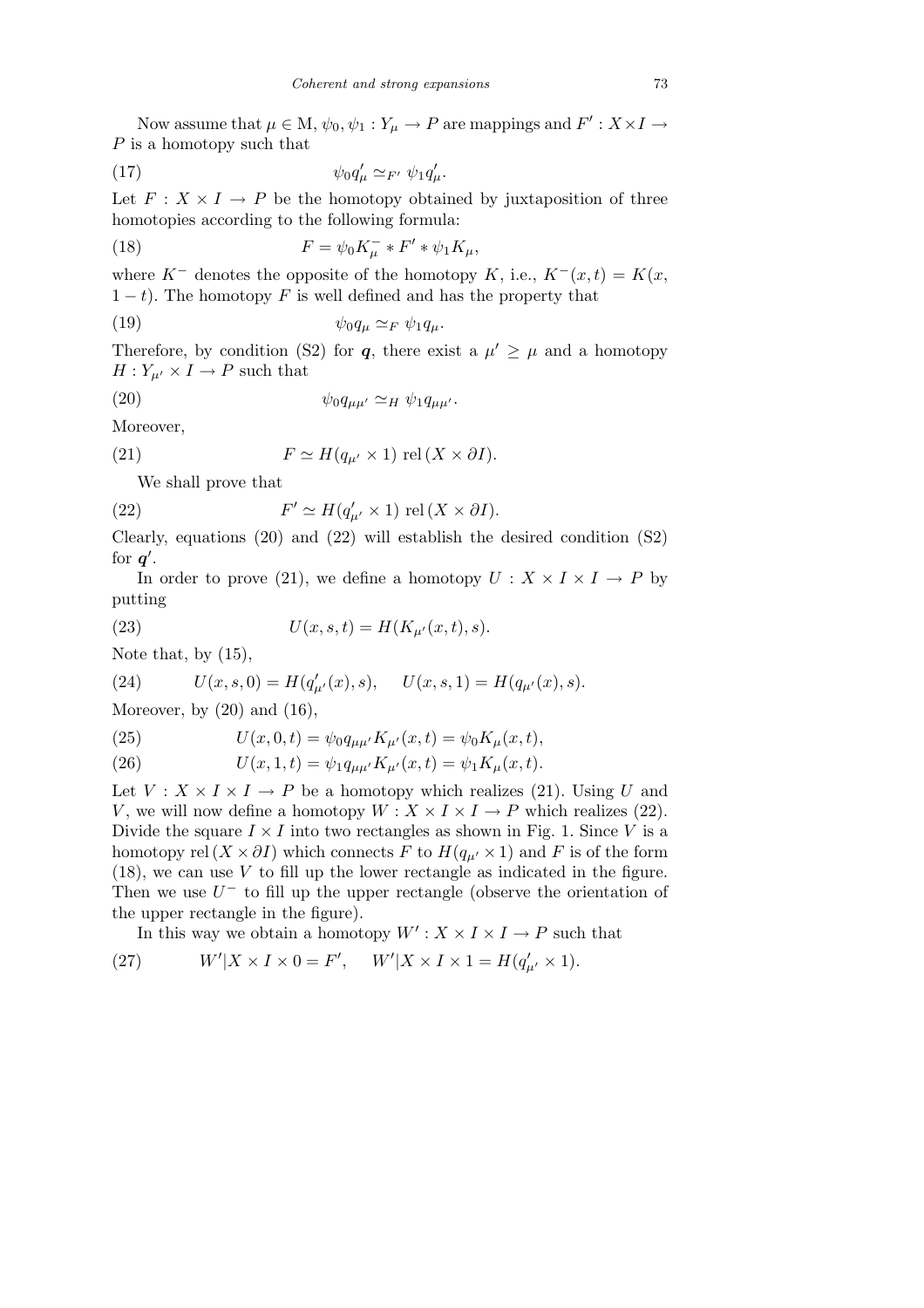Now assume that $\mu \in \mathrm{M}$, $\psi_0, \psi_1 : Y_\mu \to P$ are mappings and $F' : X \times I \to P$ is a homotopy such that

$$\psi_0 q'_\mu \simeq_{F'} \psi_1 q'_\mu. \tag{17}$$

Let $F : X \times I \to P$ be the homotopy obtained by juxtaposition of three homotopies according to the following formula:

$$F = \psi_0 K_\mu^- * F' * \psi_1 K_\mu, \tag{18}$$

where $K^-$ denotes the opposite of the homotopy $K$, i.e., $K^-(x,t) = K(x, 1-t)$. The homotopy $F$ is well defined and has the property that

$$\psi_0 q_\mu \simeq_F \psi_1 q_\mu. \tag{19}$$

Therefore, by condition (S2) for $\boldsymbol{q}$, there exist a $\mu' \geq \mu$ and a homotopy $H : Y_{\mu'} \times I \to P$ such that

$$\psi_0 q_{\mu\mu'} \simeq_H \psi_1 q_{\mu\mu'}. \tag{20}$$

Moreover,

$$F \simeq H(q_{\mu'} \times 1) \ \mathrm{rel}\,(X \times \partial I). \tag{21}$$

We shall prove that

$$F' \simeq H(q'_{\mu'} \times 1) \ \mathrm{rel}\,(X \times \partial I). \tag{22}$$

Clearly, equations (20) and (22) will establish the desired condition (S2) for $\boldsymbol{q}'$.

In order to prove (21), we define a homotopy $U : X \times I \times I \to P$ by putting

$$U(x,s,t) = H(K_{\mu'}(x,t), s). \tag{23}$$

Note that, by (15),

$$U(x,s,0) = H(q'_{\mu'}(x), s), \qquad U(x,s,1) = H(q_{\mu'}(x), s). \tag{24}$$

Moreover, by (20) and (16),

$$U(x,0,t) = \psi_0 q_{\mu\mu'} K_{\mu'}(x,t) = \psi_0 K_\mu(x,t), \tag{25}$$

$$U(x,1,t) = \psi_1 q_{\mu\mu'} K_{\mu'}(x,t) = \psi_1 K_\mu(x,t). \tag{26}$$

Let $V : X \times I \times I \to P$ be a homotopy which realizes (21). Using $U$ and $V$, we will now define a homotopy $W : X \times I \times I \to P$ which realizes (22). Divide the square $I \times I$ into two rectangles as shown in Fig. 1. Since $V$ is a homotopy rel $(X \times \partial I)$ which connects $F$ to $H(q_{\mu'} \times 1)$ and $F$ is of the form (18), we can use $V$ to fill up the lower rectangle as indicated in the figure. Then we use $U^-$ to fill up the upper rectangle (observe the orientation of the upper rectangle in the figure).

In this way we obtain a homotopy $W' : X \times I \times I \to P$ such that

$$W' | X \times I \times 0 = F', \qquad W' | X \times I \times 1 = H(q'_{\mu'} \times 1). \tag{27}$$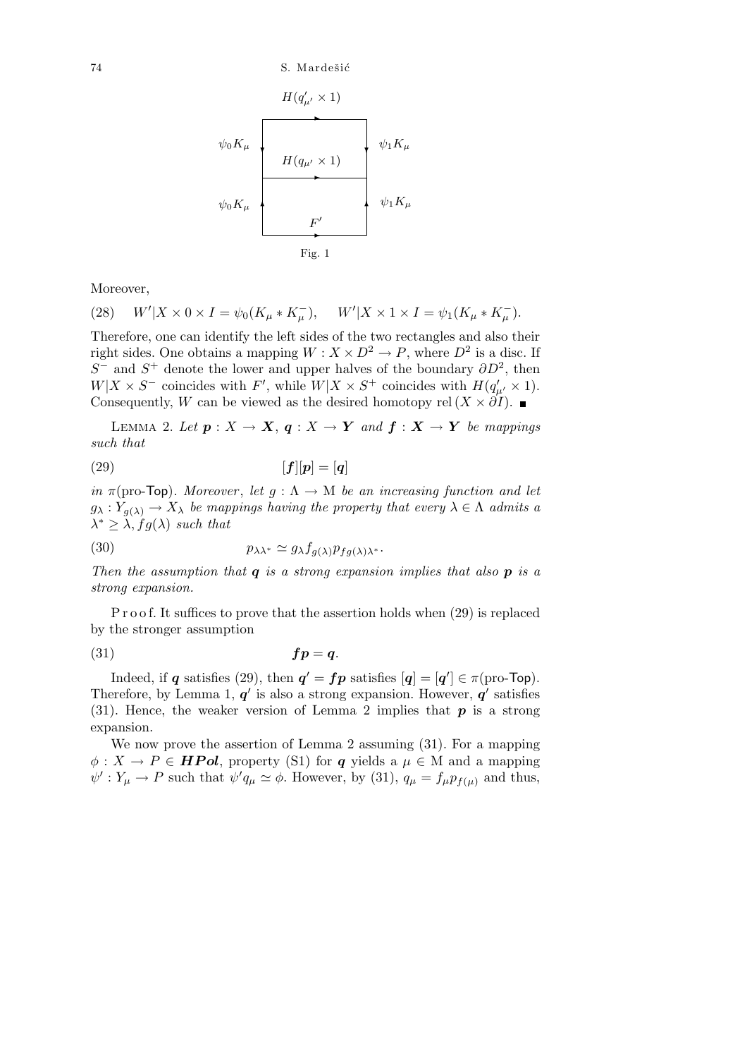$H(q'_{\mu'} \times 1)$

$\psi_0 K_\mu$ $\psi_1 K_\mu$

$H(q_{\mu'} \times 1)$

$\psi_0 K_\mu$ $\psi_1 K_\mu$

$F'$

Fig. 1

Moreover,

$$W'|X \times 0 \times I = \psi_0(K_\mu * K_\mu^-), \quad W'|X \times 1 \times I = \psi_1(K_\mu * K_\mu^-). \tag{28}$$

Therefore, one can identify the left sides of the two rectangles and also their right sides. One obtains a mapping $W : X \times D^2 \to P$, where $D^2$ is a disc. If $S^-$ and $S^+$ denote the lower and upper halves of the boundary $\partial D^2$, then $W|X \times S^-$ coincides with $F'$, while $W|X \times S^+$ coincides with $H(q'_{\mu'} \times 1)$. Consequently, $W$ can be viewed as the desired homotopy rel $(X \times \partial I)$. ■

LEMMA 2. *Let* $\boldsymbol{p} : X \to \boldsymbol{X}$, $\boldsymbol{q} : X \to \boldsymbol{Y}$ *and* $\boldsymbol{f} : \boldsymbol{X} \to \boldsymbol{Y}$ *be mappings such that*

$$[\boldsymbol{f}][\boldsymbol{p}] = [\boldsymbol{q}] \tag{29}$$

*in* $\pi(\text{pro-}\mathsf{Top})$. *Moreover*, *let* $g : \Lambda \to \mathrm{M}$ *be an increasing function and let* $g_\lambda : Y_{g(\lambda)} \to X_\lambda$ *be mappings having the property that every* $\lambda \in \Lambda$ *admits a* $\lambda^* \geq \lambda, fg(\lambda)$ *such that*

$$p_{\lambda\lambda^*} \simeq g_\lambda f_{g(\lambda)} p_{fg(\lambda)\lambda^*}. \tag{30}$$

*Then the assumption that* $\boldsymbol{q}$ *is a strong expansion implies that also* $\boldsymbol{p}$ *is a strong expansion.*

Proof. It suffices to prove that the assertion holds when (29) is replaced by the stronger assumption

$$\boldsymbol{f}\boldsymbol{p} = \boldsymbol{q}. \tag{31}$$

Indeed, if $\boldsymbol{q}$ satisfies (29), then $\boldsymbol{q}' = \boldsymbol{f}\boldsymbol{p}$ satisfies $[\boldsymbol{q}] = [\boldsymbol{q}'] \in \pi(\text{pro-}\mathsf{Top})$. Therefore, by Lemma 1, $\boldsymbol{q}'$ is also a strong expansion. However, $\boldsymbol{q}'$ satisfies (31). Hence, the weaker version of Lemma 2 implies that $\boldsymbol{p}$ is a strong expansion.

We now prove the assertion of Lemma 2 assuming (31). For a mapping $\phi : X \to P \in \boldsymbol{HPol}$, property (S1) for $\boldsymbol{q}$ yields a $\mu \in \mathrm{M}$ and a mapping $\psi' : Y_\mu \to P$ such that $\psi' q_\mu \simeq \phi$. However, by (31), $q_\mu = f_\mu p_{f(\mu)}$ and thus,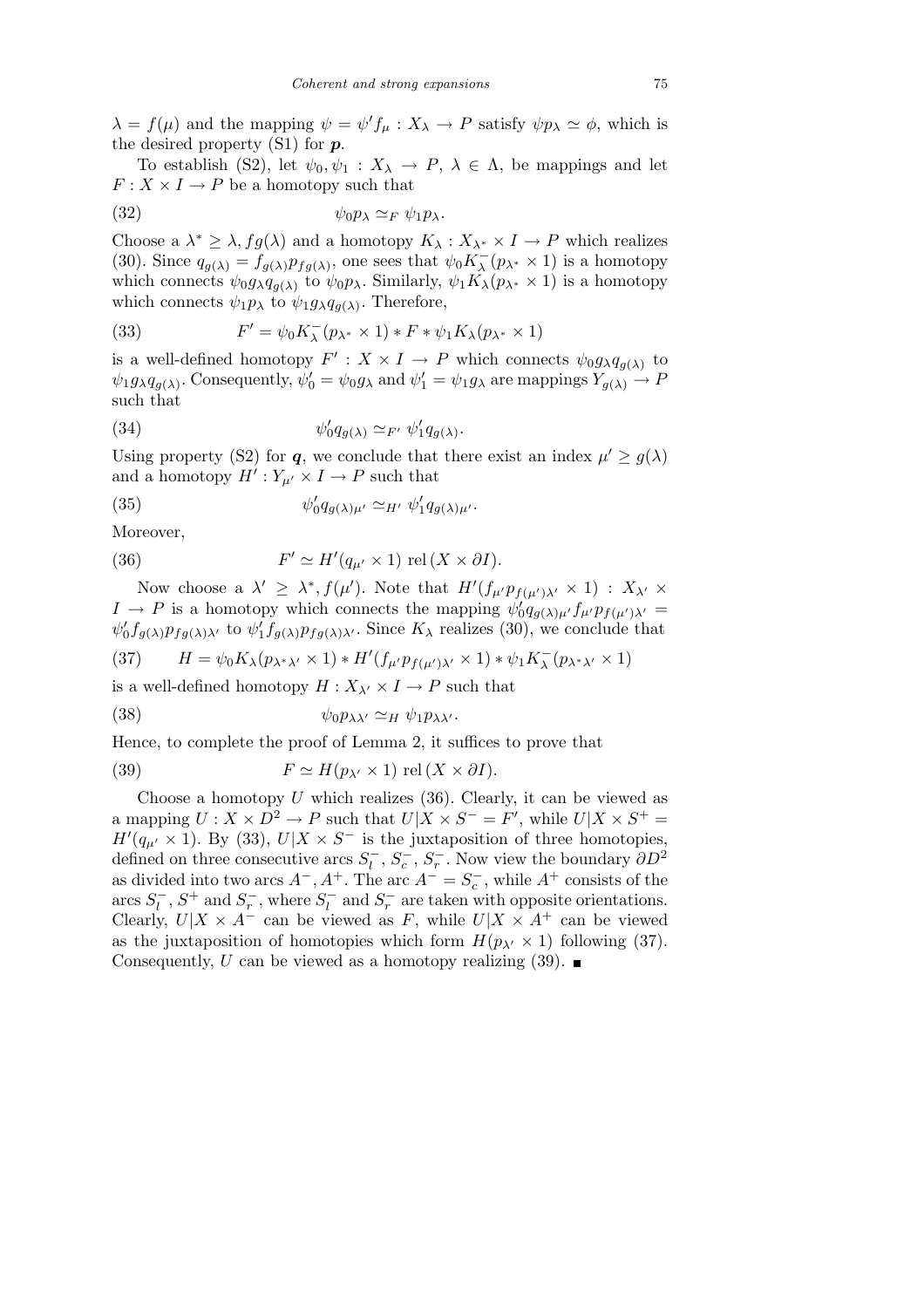$\lambda = f(\mu)$ and the mapping $\psi = \psi' f_\mu : X_\lambda \to P$ satisfy $\psi p_\lambda \simeq \phi$, which is the desired property (S1) for $\boldsymbol{p}$.

To establish (S2), let $\psi_0, \psi_1 : X_\lambda \to P$, $\lambda \in \Lambda$, be mappings and let $F : X \times I \to P$ be a homotopy such that

$$\psi_0 p_\lambda \simeq_F \psi_1 p_\lambda. \tag{32}$$

Choose a $\lambda^* \geq \lambda, fg(\lambda)$ and a homotopy $K_\lambda : X_{\lambda^*} \times I \to P$ which realizes (30). Since $q_{g(\lambda)} = f_{g(\lambda)} p_{fg(\lambda)}$, one sees that $\psi_0 K_\lambda^-(p_{\lambda^*} \times 1)$ is a homotopy which connects $\psi_0 g_\lambda q_{g(\lambda)}$ to $\psi_0 p_\lambda$. Similarly, $\psi_1 K_\lambda(p_{\lambda^*} \times 1)$ is a homotopy which connects $\psi_1 p_\lambda$ to $\psi_1 g_\lambda q_{g(\lambda)}$. Therefore,

$$F' = \psi_0 K_\lambda^-(p_{\lambda^*} \times 1) * F * \psi_1 K_\lambda(p_{\lambda^*} \times 1) \tag{33}$$

is a well-defined homotopy $F' : X \times I \to P$ which connects $\psi_0 g_\lambda q_{g(\lambda)}$ to $\psi_1 g_\lambda q_{g(\lambda)}$. Consequently, $\psi'_0 = \psi_0 g_\lambda$ and $\psi'_1 = \psi_1 g_\lambda$ are mappings $Y_{g(\lambda)} \to P$ such that

$$\psi'_0 q_{g(\lambda)} \simeq_{F'} \psi'_1 q_{g(\lambda)}. \tag{34}$$

Using property (S2) for $\boldsymbol{q}$, we conclude that there exist an index $\mu' \geq g(\lambda)$ and a homotopy $H' : Y_{\mu'} \times I \to P$ such that

$$\psi'_0 q_{g(\lambda)\mu'} \simeq_{H'} \psi'_1 q_{g(\lambda)\mu'}. \tag{35}$$

Moreover,

$$F' \simeq H'(q_{\mu'} \times 1) \text{ rel} (X \times \partial I). \tag{36}$$

Now choose a $\lambda' \geq \lambda^*, f(\mu')$. Note that $H'(f_{\mu'} p_{f(\mu')\lambda'} \times 1) : X_{\lambda'} \times I \to P$ is a homotopy which connects the mapping $\psi'_0 q_{g(\lambda)\mu'} f_{\mu'} p_{f(\mu')\lambda'} = \psi'_0 f_{g(\lambda)} p_{fg(\lambda)\lambda'}$ to $\psi'_1 f_{g(\lambda)} p_{fg(\lambda)\lambda'}$. Since $K_\lambda$ realizes (30), we conclude that

$$H = \psi_0 K_\lambda(p_{\lambda^*\lambda'} \times 1) * H'(f_{\mu'} p_{f(\mu')\lambda'} \times 1) * \psi_1 K_\lambda^-(p_{\lambda^*\lambda'} \times 1) \tag{37}$$

is a well-defined homotopy $H : X_{\lambda'} \times I \to P$ such that

$$\psi_0 p_{\lambda\lambda'} \simeq_H \psi_1 p_{\lambda\lambda'}. \tag{38}$$

Hence, to complete the proof of Lemma 2, it suffices to prove that

$$F \simeq H(p_{\lambda'} \times 1) \text{ rel} (X \times \partial I). \tag{39}$$

Choose a homotopy $U$ which realizes (36). Clearly, it can be viewed as a mapping $U : X \times D^2 \to P$ such that $U|X \times S^- = F'$, while $U|X \times S^+ = H'(q_{\mu'} \times 1)$. By (33), $U|X \times S^-$ is the juxtaposition of three homotopies, defined on three consecutive arcs $S_l^-$, $S_c^-$, $S_r^-$. Now view the boundary $\partial D^2$ as divided into two arcs $A^-, A^+$. The arc $A^- = S_c^-$, while $A^+$ consists of the arcs $S_l^-$, $S^+$ and $S_r^-$, where $S_l^-$ and $S_r^-$ are taken with opposite orientations. Clearly, $U|X \times A^-$ can be viewed as $F$, while $U|X \times A^+$ can be viewed as the juxtaposition of homotopies which form $H(p_{\lambda'} \times 1)$ following (37). Consequently, $U$ can be viewed as a homotopy realizing (39). ∎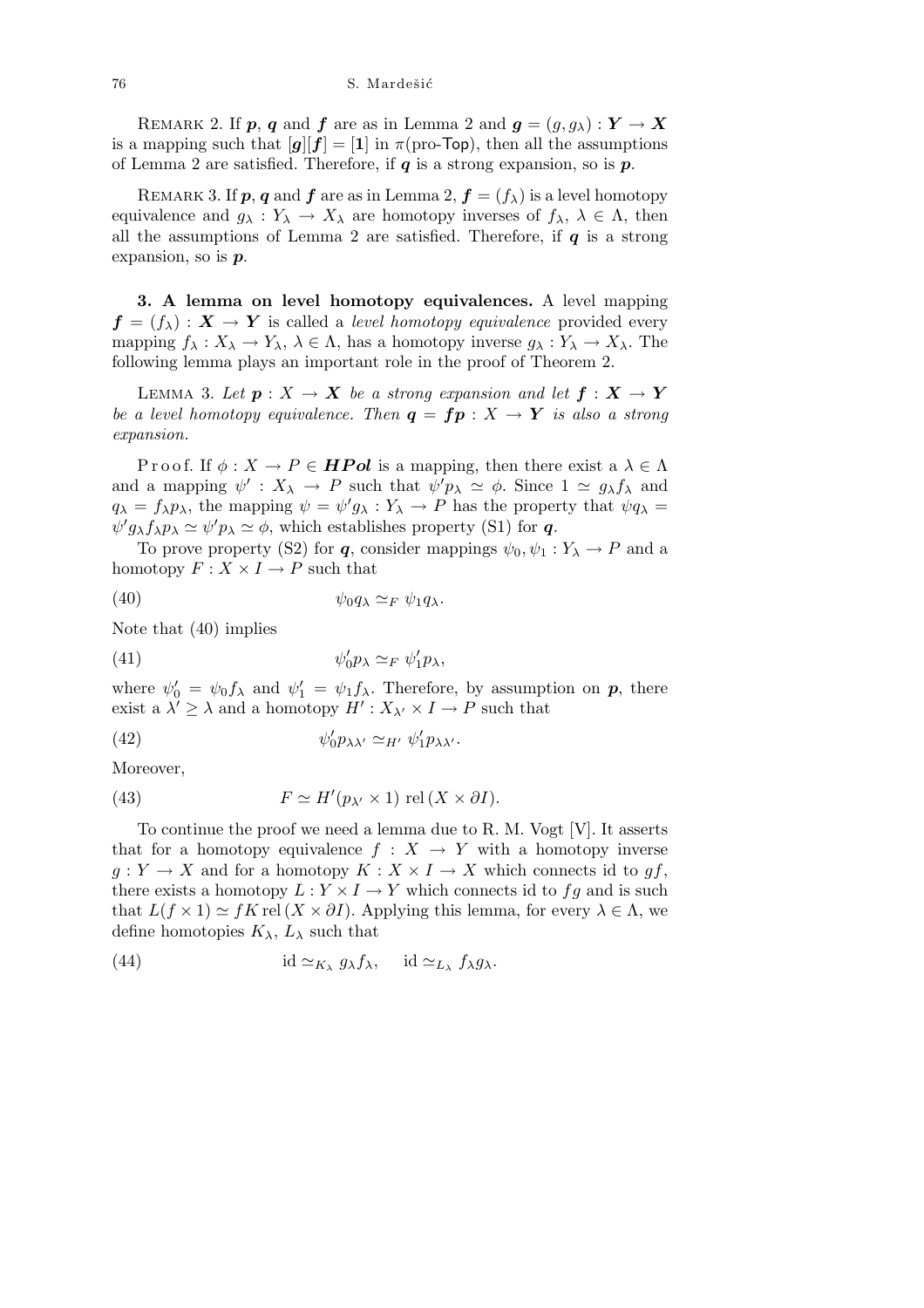REMARK 2. If $\boldsymbol{p}$, $\boldsymbol{q}$ and $\boldsymbol{f}$ are as in Lemma 2 and $\boldsymbol{g} = (g, g_\lambda) : \boldsymbol{Y} \to \boldsymbol{X}$ is a mapping such that $[\boldsymbol{g}][\boldsymbol{f}] = [\boldsymbol{1}]$ in $\pi(\text{pro-}\mathsf{Top})$, then all the assumptions of Lemma 2 are satisfied. Therefore, if $\boldsymbol{q}$ is a strong expansion, so is $\boldsymbol{p}$.

REMARK 3. If $\boldsymbol{p}$, $\boldsymbol{q}$ and $\boldsymbol{f}$ are as in Lemma 2, $\boldsymbol{f} = (f_\lambda)$ is a level homotopy equivalence and $g_\lambda : Y_\lambda \to X_\lambda$ are homotopy inverses of $f_\lambda$, $\lambda \in \Lambda$, then all the assumptions of Lemma 2 are satisfied. Therefore, if $\boldsymbol{q}$ is a strong expansion, so is $\boldsymbol{p}$.

**3. A lemma on level homotopy equivalences.** A level mapping $\boldsymbol{f} = (f_\lambda) : \boldsymbol{X} \to \boldsymbol{Y}$ is called a *level homotopy equivalence* provided every mapping $f_\lambda : X_\lambda \to Y_\lambda$, $\lambda \in \Lambda$, has a homotopy inverse $g_\lambda : Y_\lambda \to X_\lambda$. The following lemma plays an important role in the proof of Theorem 2.

LEMMA 3. *Let $\boldsymbol{p} : X \to \boldsymbol{X}$ be a strong expansion and let $\boldsymbol{f} : \boldsymbol{X} \to \boldsymbol{Y}$ be a level homotopy equivalence. Then $\boldsymbol{q} = \boldsymbol{f}\boldsymbol{p} : X \to \boldsymbol{Y}$ is also a strong expansion.*

Proof. If $\phi : X \to P \in \boldsymbol{HPol}$ is a mapping, then there exist a $\lambda \in \Lambda$ and a mapping $\psi' : X_\lambda \to P$ such that $\psi' p_\lambda \simeq \phi$. Since $1 \simeq g_\lambda f_\lambda$ and $q_\lambda = f_\lambda p_\lambda$, the mapping $\psi = \psi' g_\lambda : Y_\lambda \to P$ has the property that $\psi q_\lambda = \psi' g_\lambda f_\lambda p_\lambda \simeq \psi' p_\lambda \simeq \phi$, which establishes property (S1) for $\boldsymbol{q}$.

To prove property (S2) for $\boldsymbol{q}$, consider mappings $\psi_0, \psi_1 : Y_\lambda \to P$ and a homotopy $F : X \times I \to P$ such that

$$\psi_0 q_\lambda \simeq_F \psi_1 q_\lambda. \tag{40}$$

Note that (40) implies

$$\psi_0' p_\lambda \simeq_F \psi_1' p_\lambda, \tag{41}$$

where $\psi_0' = \psi_0 f_\lambda$ and $\psi_1' = \psi_1 f_\lambda$. Therefore, by assumption on $\boldsymbol{p}$, there exist a $\lambda' \geq \lambda$ and a homotopy $H' : X_{\lambda'} \times I \to P$ such that

$$\psi_0' p_{\lambda\lambda'} \simeq_{H'} \psi_1' p_{\lambda\lambda'}. \tag{42}$$

Moreover,

$$F \simeq H'(p_{\lambda'} \times 1) \operatorname{rel}(X \times \partial I). \tag{43}$$

To continue the proof we need a lemma due to R. M. Vogt [V]. It asserts that for a homotopy equivalence $f : X \to Y$ with a homotopy inverse $g : Y \to X$ and for a homotopy $K : X \times I \to X$ which connects id to $gf$, there exists a homotopy $L : Y \times I \to Y$ which connects id to $fg$ and is such that $L(f \times 1) \simeq fK \operatorname{rel}(X \times \partial I)$. Applying this lemma, for every $\lambda \in \Lambda$, we define homotopies $K_\lambda$, $L_\lambda$ such that

$$\mathrm{id} \simeq_{K_\lambda} g_\lambda f_\lambda, \quad \mathrm{id} \simeq_{L_\lambda} f_\lambda g_\lambda. \tag{44}$$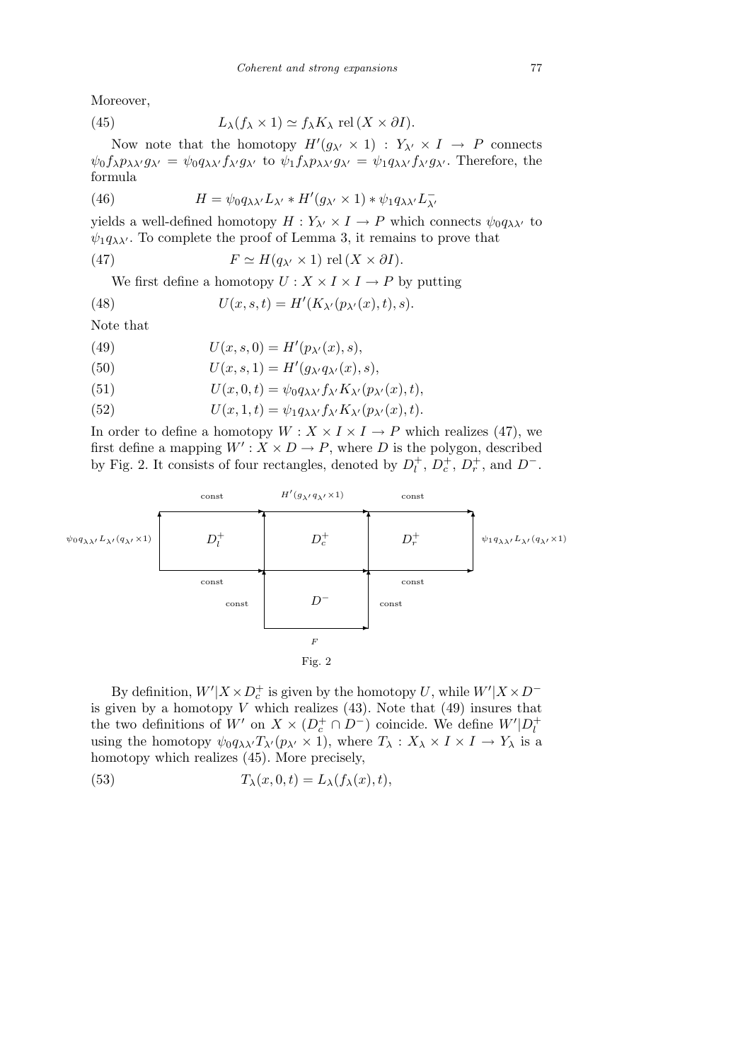Moreover,

$$L_\lambda(f_\lambda \times 1) \simeq f_\lambda K_\lambda \text{ rel}\,(X \times \partial I). \tag{45}$$

Now note that the homotopy $H'(g_{\lambda'} \times 1) : Y_{\lambda'} \times I \to P$ connects $\psi_0 f_\lambda p_{\lambda\lambda'} g_{\lambda'} = \psi_0 q_{\lambda\lambda'} f_{\lambda'} g_{\lambda'}$ to $\psi_1 f_\lambda p_{\lambda\lambda'} g_{\lambda'} = \psi_1 q_{\lambda\lambda'} f_{\lambda'} g_{\lambda'}$. Therefore, the formula

$$H = \psi_0 q_{\lambda\lambda'} L_{\lambda'} * H'(g_{\lambda'} \times 1) * \psi_1 q_{\lambda\lambda'} L^-_{\lambda'} \tag{46}$$

yields a well-defined homotopy $H : Y_{\lambda'} \times I \to P$ which connects $\psi_0 q_{\lambda\lambda'}$ to $\psi_1 q_{\lambda\lambda'}$. To complete the proof of Lemma 3, it remains to prove that

$$F \simeq H(q_{\lambda'} \times 1) \text{ rel}\,(X \times \partial I). \tag{47}$$

We first define a homotopy $U : X \times I \times I \to P$ by putting

$$U(x, s, t) = H'(K_{\lambda'}(p_{\lambda'}(x), t), s). \tag{48}$$

Note that

$$U(x, s, 0) = H'(p_{\lambda'}(x), s), \tag{49}$$

$$U(x, s, 1) = H'(g_{\lambda'} q_{\lambda'}(x), s), \tag{50}$$

$$U(x, 0, t) = \psi_0 q_{\lambda\lambda'} f_{\lambda'} K_{\lambda'}(p_{\lambda'}(x), t), \tag{51}$$

$$U(x, 1, t) = \psi_1 q_{\lambda\lambda'} f_{\lambda'} K_{\lambda'}(p_{\lambda'}(x), t). \tag{52}$$

In order to define a homotopy $W : X \times I \times I \to P$ which realizes (47), we first define a mapping $W' : X \times D \to P$, where $D$ is the polygon, described by Fig. 2. It consists of four rectangles, denoted by $D^+_l$, $D^+_c$, $D^+_r$, and $D^-$.

Fig. 2

By definition, $W'|X \times D^+_c$ is given by the homotopy $U$, while $W'|X \times D^-$ is given by a homotopy $V$ which realizes (43). Note that (49) insures that the two definitions of $W'$ on $X \times (D^+_c \cap D^-)$ coincide. We define $W'|D^+_l$ using the homotopy $\psi_0 q_{\lambda\lambda'} T_{\lambda'}(p_{\lambda'} \times 1)$, where $T_\lambda : X_\lambda \times I \times I \to Y_\lambda$ is a homotopy which realizes (45). More precisely,

$$T_\lambda(x, 0, t) = L_\lambda(f_\lambda(x), t), \tag{53}$$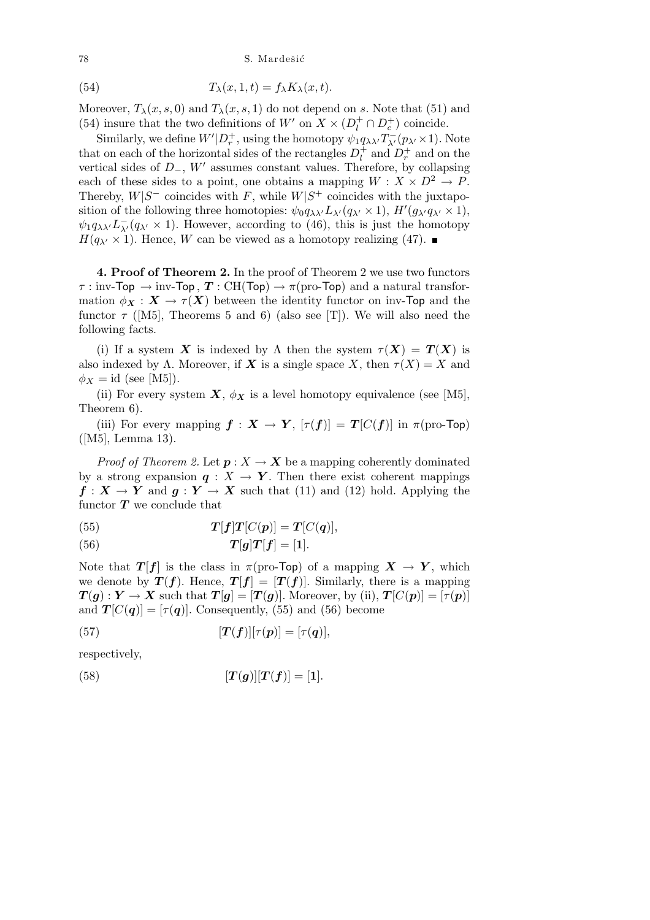$$T_\lambda(x, 1, t) = f_\lambda K_\lambda(x, t). \tag{54}$$

Moreover, $T_\lambda(x, s, 0)$ and $T_\lambda(x, s, 1)$ do not depend on $s$. Note that (51) and (54) insure that the two definitions of $W'$ on $X \times (D_l^+ \cap D_c^+)$ coincide.

Similarly, we define $W'|D_r^+$, using the homotopy $\psi_1 q_{\lambda\lambda'} T_{\lambda'}^-(p_{\lambda'} \times 1)$. Note that on each of the horizontal sides of the rectangles $D_l^+$ and $D_r^+$ and on the vertical sides of $D_-$, $W'$ assumes constant values. Therefore, by collapsing each of these sides to a point, one obtains a mapping $W : X \times D^2 \to P$. Thereby, $W|S^-$ coincides with $F$, while $W|S^+$ coincides with the juxtaposition of the following three homotopies: $\psi_0 q_{\lambda\lambda'} L_{\lambda'}(q_{\lambda'} \times 1)$, $H'(g_{\lambda'} q_{\lambda'} \times 1)$, $\psi_1 q_{\lambda\lambda'} L_{\lambda'}^-(q_{\lambda'} \times 1)$. However, according to (46), this is just the homotopy $H(q_{\lambda'} \times 1)$. Hence, $W$ can be viewed as a homotopy realizing (47). ■

**4. Proof of Theorem 2.** In the proof of Theorem 2 we use two functors $\tau : \text{inv-}\mathsf{Top} \to \text{inv-}\mathsf{Top}$, $\boldsymbol{T} : \mathrm{CH}(\mathsf{Top}) \to \pi(\text{pro-}\mathsf{Top})$ and a natural transformation $\phi_{\boldsymbol{X}} : \boldsymbol{X} \to \tau(\boldsymbol{X})$ between the identity functor on inv-Top and the functor $\tau$ ([M5], Theorems 5 and 6) (also see [T]). We will also need the following facts.

(i) If a system $\boldsymbol{X}$ is indexed by $\Lambda$ then the system $\tau(\boldsymbol{X}) = \boldsymbol{T}(\boldsymbol{X})$ is also indexed by $\Lambda$. Moreover, if $\boldsymbol{X}$ is a single space $X$, then $\tau(X) = X$ and $\phi_X = \mathrm{id}$ (see [M5]).

(ii) For every system $\boldsymbol{X}$, $\phi_{\boldsymbol{X}}$ is a level homotopy equivalence (see [M5], Theorem 6).

(iii) For every mapping $\boldsymbol{f} : \boldsymbol{X} \to \boldsymbol{Y}$, $[\tau(\boldsymbol{f})] = \boldsymbol{T}[C(\boldsymbol{f})]$ in $\pi(\text{pro-}\mathsf{Top})$ ([M5], Lemma 13).

*Proof of Theorem 2.* Let $\boldsymbol{p} : X \to \boldsymbol{X}$ be a mapping coherently dominated by a strong expansion $\boldsymbol{q} : X \to \boldsymbol{Y}$. Then there exist coherent mappings $\boldsymbol{f} : \boldsymbol{X} \to \boldsymbol{Y}$ and $\boldsymbol{g} : \boldsymbol{Y} \to \boldsymbol{X}$ such that (11) and (12) hold. Applying the functor $\boldsymbol{T}$ we conclude that

$$\boldsymbol{T}[\boldsymbol{f}]\boldsymbol{T}[C(\boldsymbol{p})] = \boldsymbol{T}[C(\boldsymbol{q})], \tag{55}$$

$$\boldsymbol{T}[\boldsymbol{g}]\boldsymbol{T}[\boldsymbol{f}] = [\boldsymbol{1}]. \tag{56}$$

Note that $\boldsymbol{T}[\boldsymbol{f}]$ is the class in $\pi(\text{pro-}\mathsf{Top})$ of a mapping $\boldsymbol{X} \to \boldsymbol{Y}$, which we denote by $\boldsymbol{T}(\boldsymbol{f})$. Hence, $\boldsymbol{T}[\boldsymbol{f}] = [\boldsymbol{T}(\boldsymbol{f})]$. Similarly, there is a mapping $\boldsymbol{T}(\boldsymbol{g}) : \boldsymbol{Y} \to \boldsymbol{X}$ such that $\boldsymbol{T}[\boldsymbol{g}] = [\boldsymbol{T}(\boldsymbol{g})]$. Moreover, by (ii), $\boldsymbol{T}[C(\boldsymbol{p})] = [\tau(\boldsymbol{p})]$ and $\boldsymbol{T}[C(\boldsymbol{q})] = [\tau(\boldsymbol{q})]$. Consequently, (55) and (56) become

$$[\boldsymbol{T}(\boldsymbol{f})][\tau(\boldsymbol{p})] = [\tau(\boldsymbol{q})], \tag{57}$$

respectively,

$$[\boldsymbol{T}(\boldsymbol{g})][\boldsymbol{T}(\boldsymbol{f})] = [\boldsymbol{1}]. \tag{58}$$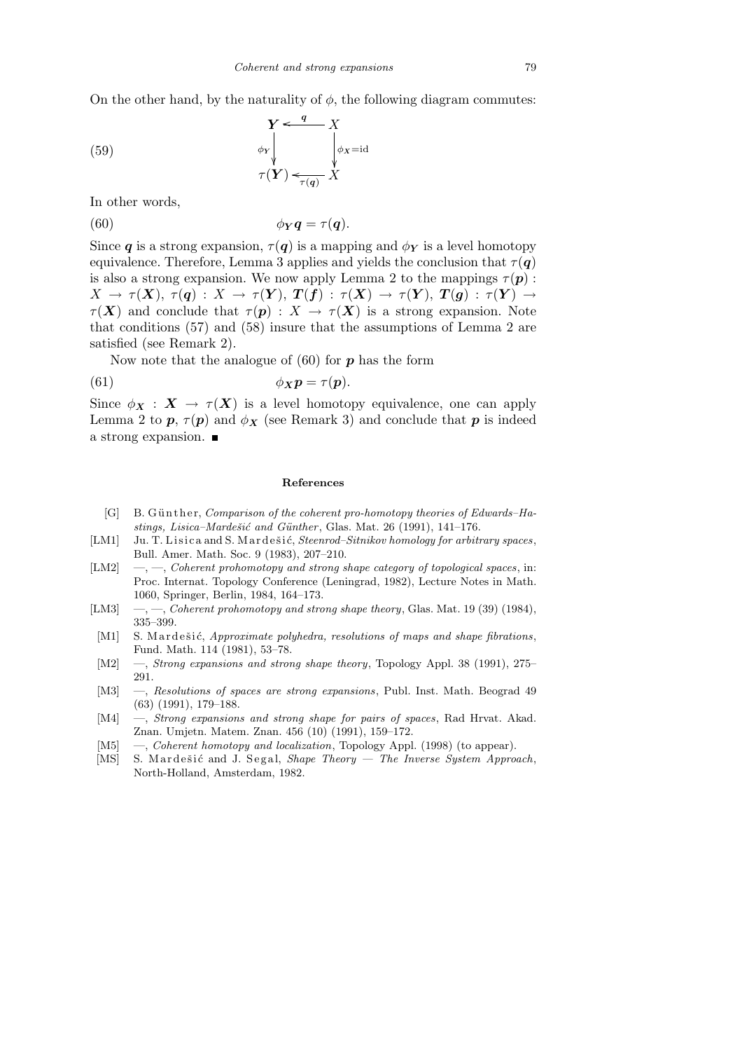On the other hand, by the naturality of $\phi$, the following diagram commutes:

$$
\begin{array}{ccc}
\boldsymbol{Y} & \xleftarrow{\ \boldsymbol{q}\ } & X \\
{\scriptstyle \phi_{\boldsymbol{Y}}}\downarrow & & \downarrow{\scriptstyle \phi_X = \mathrm{id}} \\
\tau(\boldsymbol{Y}) & \xleftarrow[\ \tau(\boldsymbol{q})\ ]{} & X
\end{array} \tag{59}
$$

In other words,

$$\phi_{\boldsymbol{Y}} \boldsymbol{q} = \tau(\boldsymbol{q}). \tag{60}$$

Since $\boldsymbol{q}$ is a strong expansion, $\tau(\boldsymbol{q})$ is a mapping and $\phi_{\boldsymbol{Y}}$ is a level homotopy equivalence. Therefore, Lemma 3 applies and yields the conclusion that $\tau(\boldsymbol{q})$ is also a strong expansion. We now apply Lemma 2 to the mappings $\tau(\boldsymbol{p}) : X \to \tau(\boldsymbol{X})$, $\tau(\boldsymbol{q}) : X \to \tau(\boldsymbol{Y})$, $\boldsymbol{T}(\boldsymbol{f}) : \tau(\boldsymbol{X}) \to \tau(\boldsymbol{Y})$, $\boldsymbol{T}(\boldsymbol{g}) : \tau(\boldsymbol{Y}) \to \tau(\boldsymbol{X})$ and conclude that $\tau(\boldsymbol{p}) : X \to \tau(\boldsymbol{X})$ is a strong expansion. Note that conditions (57) and (58) insure that the assumptions of Lemma 2 are satisfied (see Remark 2).

Now note that the analogue of (60) for $\boldsymbol{p}$ has the form

$$\phi_{\boldsymbol{X}} \boldsymbol{p} = \tau(\boldsymbol{p}). \tag{61}$$

Since $\phi_{\boldsymbol{X}} : \boldsymbol{X} \to \tau(\boldsymbol{X})$ is a level homotopy equivalence, one can apply Lemma 2 to $\boldsymbol{p}$, $\tau(\boldsymbol{p})$ and $\phi_{\boldsymbol{X}}$ (see Remark 3) and conclude that $\boldsymbol{p}$ is indeed a strong expansion. ∎

## References

- [G] B. Günther, *Comparison of the coherent pro-homotopy theories of Edwards–Hastings, Lisica–Mardešić and Günther*, Glas. Mat. 26 (1991), 141–176.
- [LM1] Ju. T. Lisica and S. Mardešić, *Steenrod–Sitnikov homology for arbitrary spaces*, Bull. Amer. Math. Soc. 9 (1983), 207–210.
- [LM2] —, —, *Coherent prohomotopy and strong shape category of topological spaces*, in: Proc. Internat. Topology Conference (Leningrad, 1982), Lecture Notes in Math. 1060, Springer, Berlin, 1984, 164–173.
- [LM3] —, —, *Coherent prohomotopy and strong shape theory*, Glas. Mat. 19 (39) (1984), 335–399.
- [M1] S. Mardešić, *Approximate polyhedra, resolutions of maps and shape fibrations*, Fund. Math. 114 (1981), 53–78.
- [M2] —, *Strong expansions and strong shape theory*, Topology Appl. 38 (1991), 275–291.
- [M3] —, *Resolutions of spaces are strong expansions*, Publ. Inst. Math. Beograd 49 (63) (1991), 179–188.
- [M4] —, *Strong expansions and strong shape for pairs of spaces*, Rad Hrvat. Akad. Znan. Umjetn. Matem. Znan. 456 (10) (1991), 159–172.
- [M5] —, *Coherent homotopy and localization*, Topology Appl. (1998) (to appear).
- [MS] S. Mardešić and J. Segal, *Shape Theory — The Inverse System Approach*, North-Holland, Amsterdam, 1982.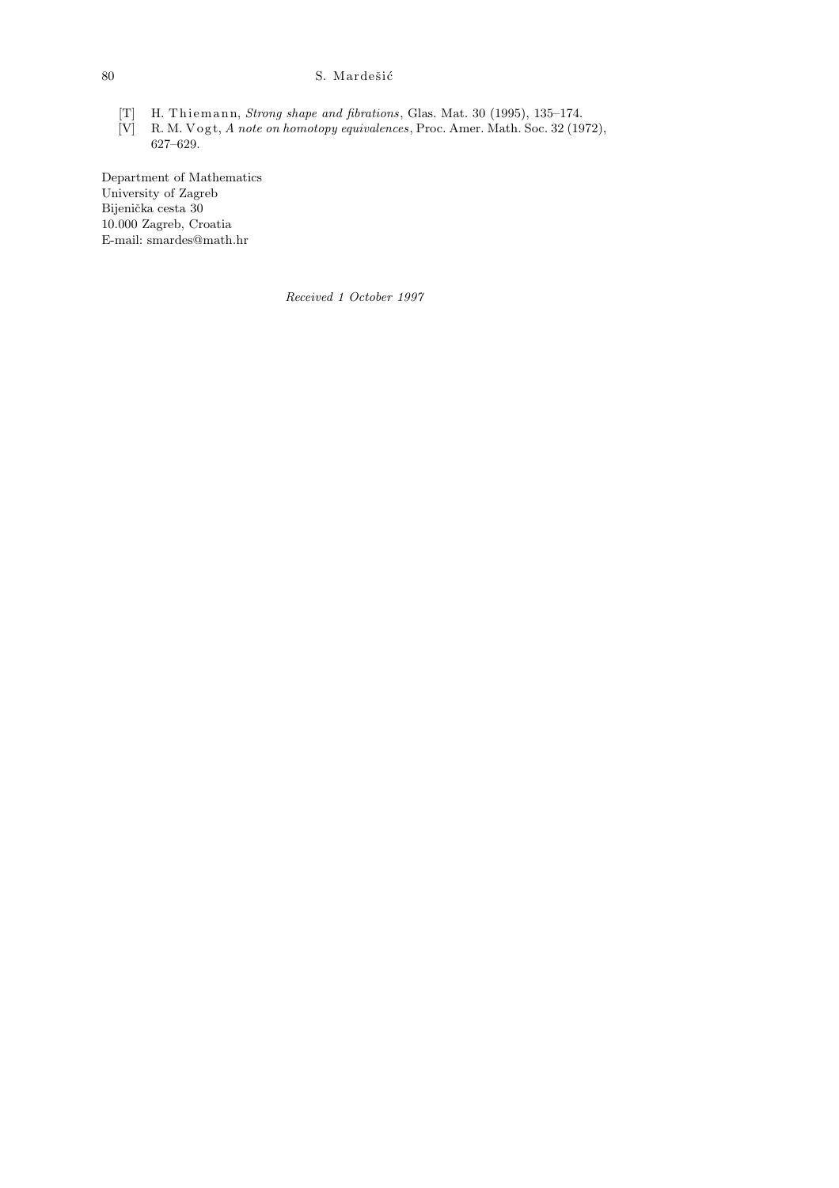[T] H. Thiemann, *Strong shape and fibrations*, Glas. Mat. 30 (1995), 135–174.

[V] R. M. Vogt, *A note on homotopy equivalences*, Proc. Amer. Math. Soc. 32 (1972), 627–629.

Department of Mathematics
University of Zagreb
Bijenička cesta 30
10.000 Zagreb, Croatia
E-mail: smardes@math.hr

*Received 1 October 1997*